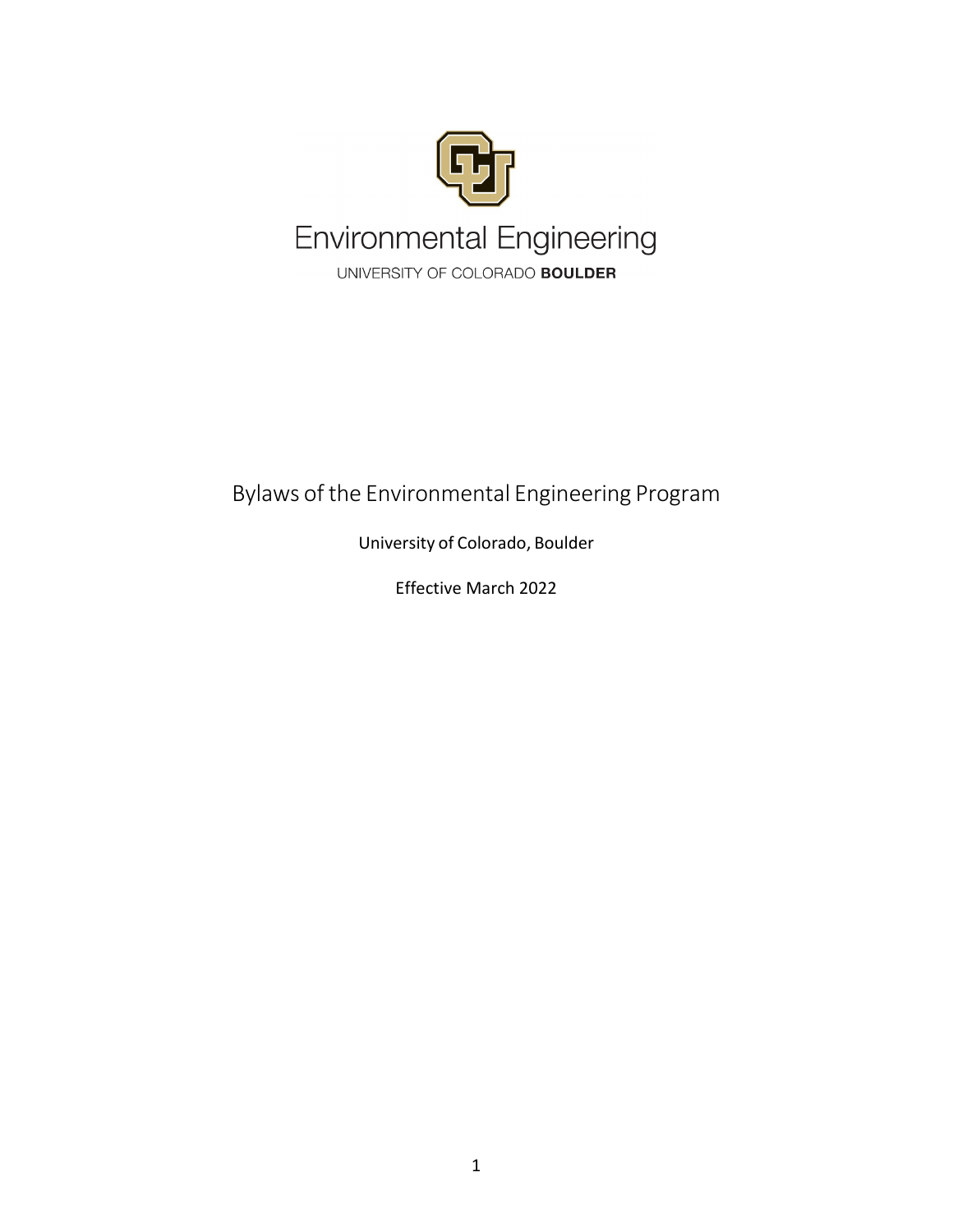Environmental Engineering

UNIVERSITY OF COLORADO **BOULDER**

# Bylaws of the Environmental Engineering Program

University of Colorado, Boulder

Effective March 2022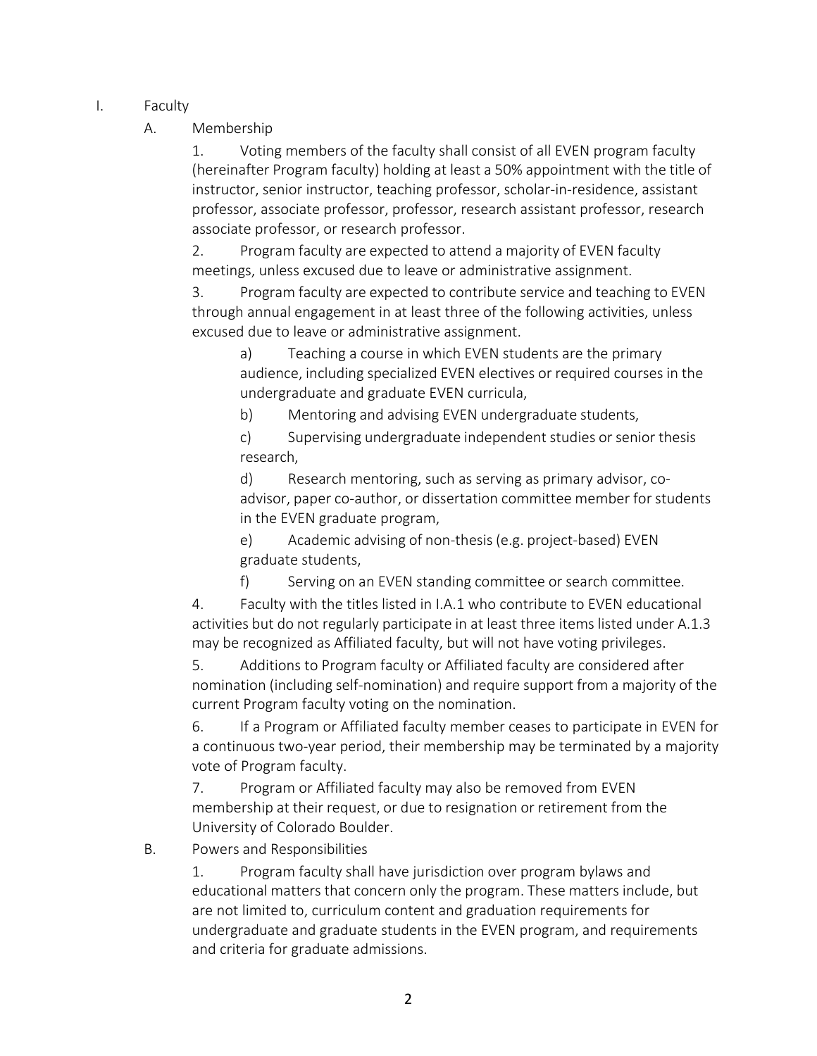I. Faculty

A. Membership

1. Voting members of the faculty shall consist of all EVEN program faculty (hereinafter Program faculty) holding at least a 50% appointment with the title of instructor, senior instructor, teaching professor, scholar-in-residence, assistant professor, associate professor, professor, research assistant professor, research associate professor, or research professor.

2. Program faculty are expected to attend a majority of EVEN faculty meetings, unless excused due to leave or administrative assignment.

3. Program faculty are expected to contribute service and teaching to EVEN through annual engagement in at least three of the following activities, unless excused due to leave or administrative assignment.

   a) Teaching a course in which EVEN students are the primary audience, including specialized EVEN electives or required courses in the undergraduate and graduate EVEN curricula,

   b) Mentoring and advising EVEN undergraduate students,

   c) Supervising undergraduate independent studies or senior thesis research,

   d) Research mentoring, such as serving as primary advisor, co-advisor, paper co-author, or dissertation committee member for students in the EVEN graduate program,

   e) Academic advising of non-thesis (e.g. project-based) EVEN graduate students,

   f) Serving on an EVEN standing committee or search committee.

4. Faculty with the titles listed in I.A.1 who contribute to EVEN educational activities but do not regularly participate in at least three items listed under A.1.3 may be recognized as Affiliated faculty, but will not have voting privileges.

5. Additions to Program faculty or Affiliated faculty are considered after nomination (including self-nomination) and require support from a majority of the current Program faculty voting on the nomination.

6. If a Program or Affiliated faculty member ceases to participate in EVEN for a continuous two-year period, their membership may be terminated by a majority vote of Program faculty.

7. Program or Affiliated faculty may also be removed from EVEN membership at their request, or due to resignation or retirement from the University of Colorado Boulder.

B. Powers and Responsibilities

1. Program faculty shall have jurisdiction over program bylaws and educational matters that concern only the program. These matters include, but are not limited to, curriculum content and graduation requirements for undergraduate and graduate students in the EVEN program, and requirements and criteria for graduate admissions.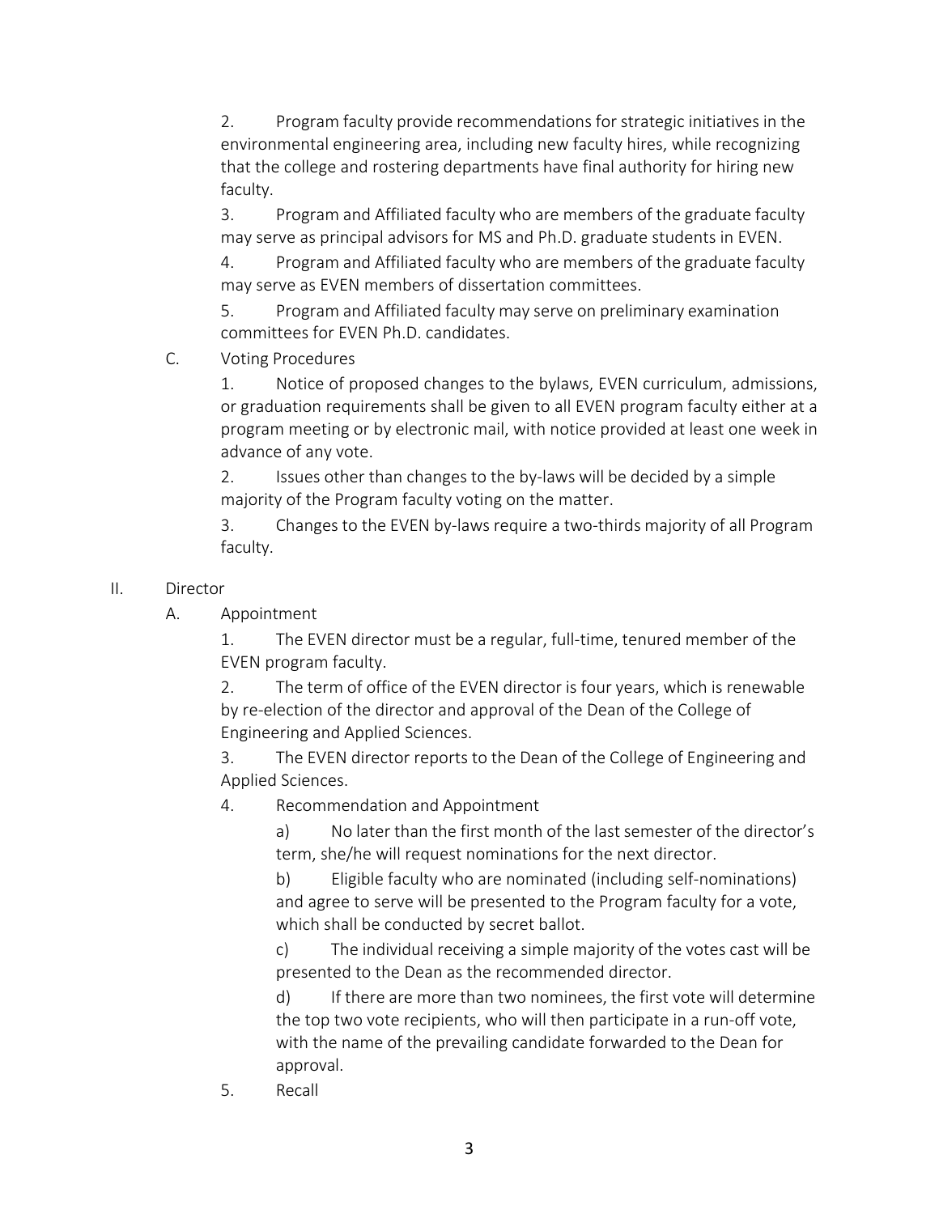2. Program faculty provide recommendations for strategic initiatives in the environmental engineering area, including new faculty hires, while recognizing that the college and rostering departments have final authority for hiring new faculty.

3. Program and Affiliated faculty who are members of the graduate faculty may serve as principal advisors for MS and Ph.D. graduate students in EVEN.

4. Program and Affiliated faculty who are members of the graduate faculty may serve as EVEN members of dissertation committees.

5. Program and Affiliated faculty may serve on preliminary examination committees for EVEN Ph.D. candidates.

C. Voting Procedures

1. Notice of proposed changes to the bylaws, EVEN curriculum, admissions, or graduation requirements shall be given to all EVEN program faculty either at a program meeting or by electronic mail, with notice provided at least one week in advance of any vote.

2. Issues other than changes to the by-laws will be decided by a simple majority of the Program faculty voting on the matter.

3. Changes to the EVEN by-laws require a two-thirds majority of all Program faculty.

II. Director

A. Appointment

1. The EVEN director must be a regular, full-time, tenured member of the EVEN program faculty.

2. The term of office of the EVEN director is four years, which is renewable by re-election of the director and approval of the Dean of the College of Engineering and Applied Sciences.

3. The EVEN director reports to the Dean of the College of Engineering and Applied Sciences.

4. Recommendation and Appointment

a) No later than the first month of the last semester of the director's term, she/he will request nominations for the next director.

b) Eligible faculty who are nominated (including self-nominations) and agree to serve will be presented to the Program faculty for a vote, which shall be conducted by secret ballot.

c) The individual receiving a simple majority of the votes cast will be presented to the Dean as the recommended director.

d) If there are more than two nominees, the first vote will determine the top two vote recipients, who will then participate in a run-off vote, with the name of the prevailing candidate forwarded to the Dean for approval.

5. Recall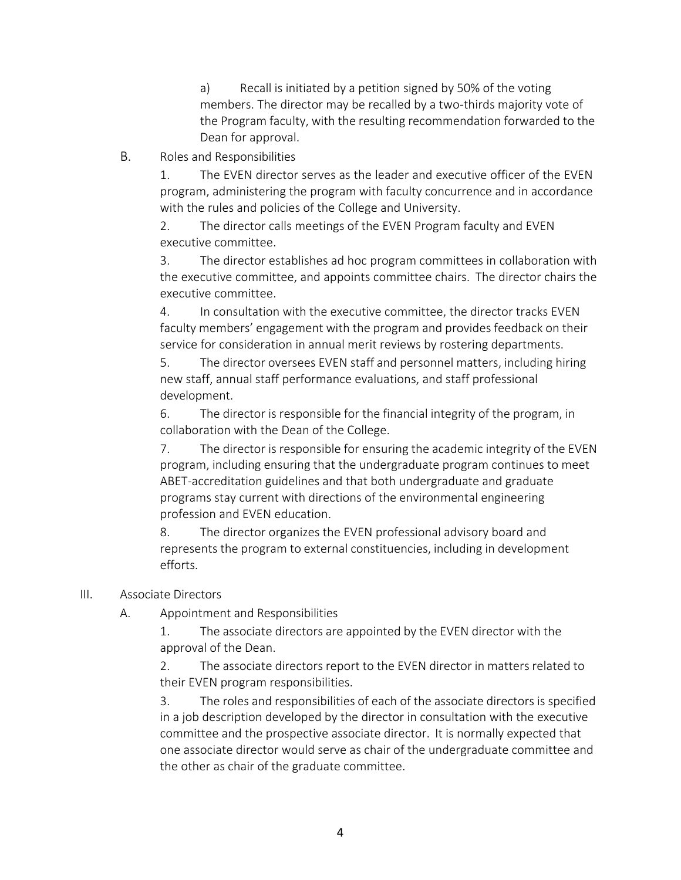a) Recall is initiated by a petition signed by 50% of the voting members. The director may be recalled by a two-thirds majority vote of the Program faculty, with the resulting recommendation forwarded to the Dean for approval.

B. Roles and Responsibilities

1. The EVEN director serves as the leader and executive officer of the EVEN program, administering the program with faculty concurrence and in accordance with the rules and policies of the College and University.

2. The director calls meetings of the EVEN Program faculty and EVEN executive committee.

3. The director establishes ad hoc program committees in collaboration with the executive committee, and appoints committee chairs. The director chairs the executive committee.

4. In consultation with the executive committee, the director tracks EVEN faculty members' engagement with the program and provides feedback on their service for consideration in annual merit reviews by rostering departments.

5. The director oversees EVEN staff and personnel matters, including hiring new staff, annual staff performance evaluations, and staff professional development.

6. The director is responsible for the financial integrity of the program, in collaboration with the Dean of the College.

7. The director is responsible for ensuring the academic integrity of the EVEN program, including ensuring that the undergraduate program continues to meet ABET-accreditation guidelines and that both undergraduate and graduate programs stay current with directions of the environmental engineering profession and EVEN education.

8. The director organizes the EVEN professional advisory board and represents the program to external constituencies, including in development efforts.

III. Associate Directors

A. Appointment and Responsibilities

1. The associate directors are appointed by the EVEN director with the approval of the Dean.

2. The associate directors report to the EVEN director in matters related to their EVEN program responsibilities.

3. The roles and responsibilities of each of the associate directors is specified in a job description developed by the director in consultation with the executive committee and the prospective associate director. It is normally expected that one associate director would serve as chair of the undergraduate committee and the other as chair of the graduate committee.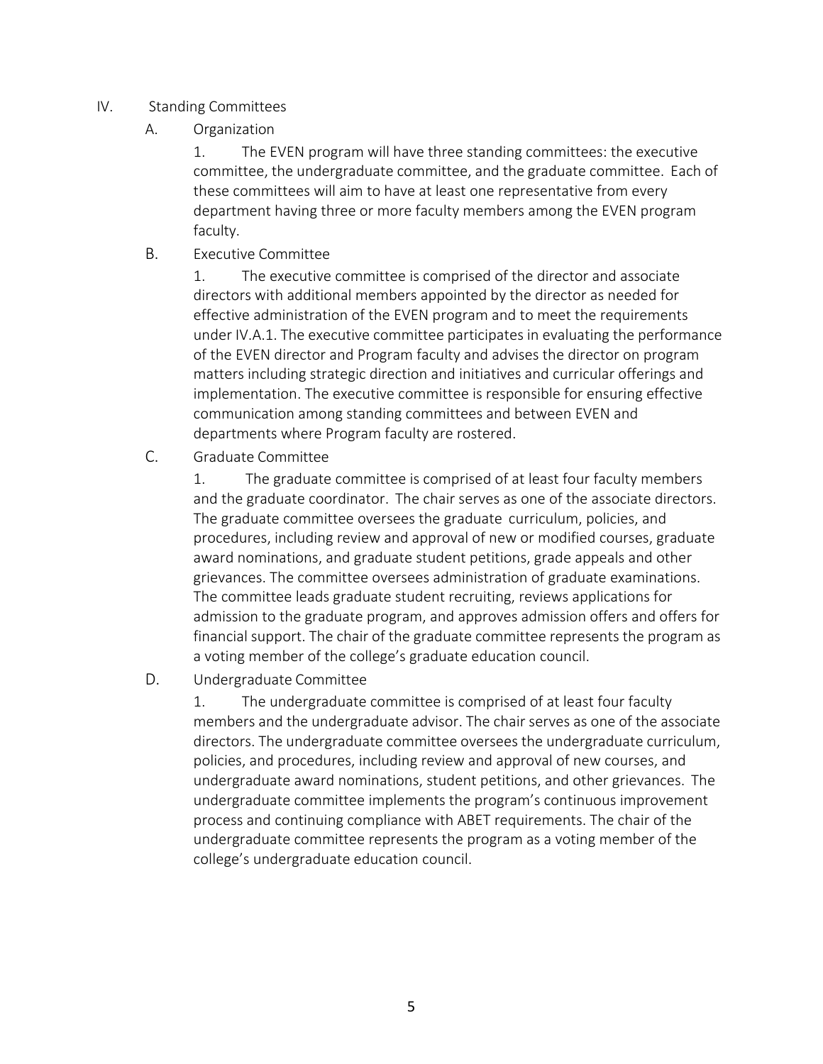## IV. Standing Committees

### A. Organization

1. The EVEN program will have three standing committees: the executive committee, the undergraduate committee, and the graduate committee. Each of these committees will aim to have at least one representative from every department having three or more faculty members among the EVEN program faculty.

### B. Executive Committee

1. The executive committee is comprised of the director and associate directors with additional members appointed by the director as needed for effective administration of the EVEN program and to meet the requirements under IV.A.1. The executive committee participates in evaluating the performance of the EVEN director and Program faculty and advises the director on program matters including strategic direction and initiatives and curricular offerings and implementation. The executive committee is responsible for ensuring effective communication among standing committees and between EVEN and departments where Program faculty are rostered.

### C. Graduate Committee

1. The graduate committee is comprised of at least four faculty members and the graduate coordinator. The chair serves as one of the associate directors. The graduate committee oversees the graduate curriculum, policies, and procedures, including review and approval of new or modified courses, graduate award nominations, and graduate student petitions, grade appeals and other grievances. The committee oversees administration of graduate examinations. The committee leads graduate student recruiting, reviews applications for admission to the graduate program, and approves admission offers and offers for financial support. The chair of the graduate committee represents the program as a voting member of the college's graduate education council.

### D. Undergraduate Committee

1. The undergraduate committee is comprised of at least four faculty members and the undergraduate advisor. The chair serves as one of the associate directors. The undergraduate committee oversees the undergraduate curriculum, policies, and procedures, including review and approval of new courses, and undergraduate award nominations, student petitions, and other grievances. The undergraduate committee implements the program's continuous improvement process and continuing compliance with ABET requirements. The chair of the undergraduate committee represents the program as a voting member of the college's undergraduate education council.